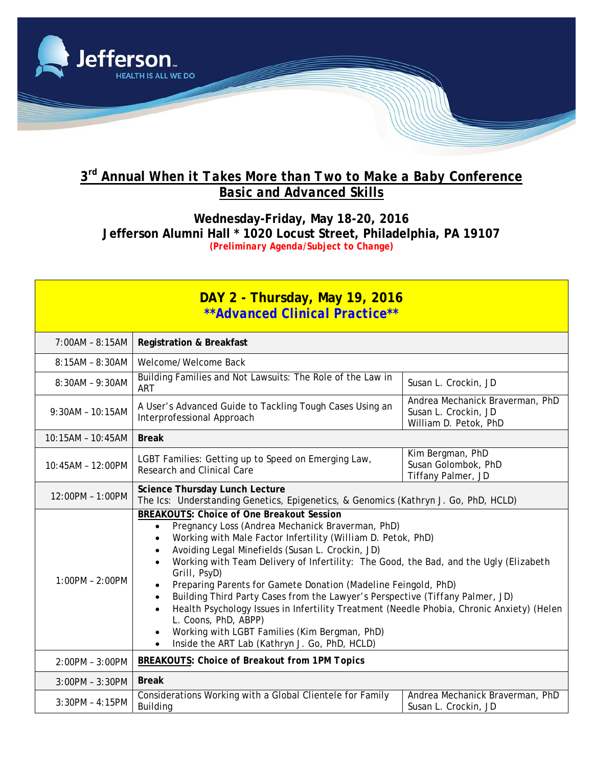Jefferson
HEALTH IS ALL WE DO

# 3rd Annual When it Takes More than Two to Make a Baby Conference
## Basic and Advanced Skills

**Wednesday-Friday, May 18-20, 2016**
**Jefferson Alumni Hall * 1020 Locust Street, Philadelphia, PA 19107**
*(Preliminary Agenda/Subject to Change)*

| DAY 2 - Thursday, May 19, 2016 **Advanced Clinical Practice** | | |
|---|---|---|
| 7:00AM – 8:15AM | **Registration & Breakfast** | |
| 8:15AM – 8:30AM | Welcome/Welcome Back | |
| 8:30AM – 9:30AM | Building Families and Not Lawsuits: The Role of the Law in ART | Susan L. Crockin, JD |
| 9:30AM – 10:15AM | A User's Advanced Guide to Tackling Tough Cases Using an Interprofessional Approach | Andrea Mechanick Braverman, PhD<br>Susan L. Crockin, JD<br>William D. Petok, PhD |
| 10:15AM – 10:45AM | **Break** | |
| 10:45AM – 12:00PM | LGBT Families: Getting up to Speed on Emerging Law, Research and Clinical Care | Kim Bergman, PhD<br>Susan Golombok, PhD<br>Tiffany Palmer, JD |
| 12:00PM – 1:00PM | **Science Thursday Lunch Lecture**<br>The Ics: Understanding Genetics, Epigenetics, & Genomics (Kathryn J. Go, PhD, HCLD) | |
| 1:00PM – 2:00PM | **BREAKOUTS: Choice of One Breakout Session**<br>• Pregnancy Loss (Andrea Mechanick Braverman, PhD)<br>• Working with Male Factor Infertility (William D. Petok, PhD)<br>• Avoiding Legal Minefields (Susan L. Crockin, JD)<br>• Working with Team Delivery of Infertility: The Good, the Bad, and the Ugly (Elizabeth Grill, PsyD)<br>• Preparing Parents for Gamete Donation (Madeline Feingold, PhD)<br>• Building Third Party Cases from the Lawyer's Perspective (Tiffany Palmer, JD)<br>• Health Psychology Issues in Infertility Treatment (Needle Phobia, Chronic Anxiety) (Helen L. Coons, PhD, ABPP)<br>• Working with LGBT Families (Kim Bergman, PhD)<br>• Inside the ART Lab (Kathryn J. Go, PhD, HCLD) | |
| 2:00PM – 3:00PM | **BREAKOUTS: Choice of Breakout from 1PM Topics** | |
| 3:00PM – 3:30PM | **Break** | |
| 3:30PM – 4:15PM | Considerations Working with a Global Clientele for Family Building | Andrea Mechanick Braverman, PhD<br>Susan L. Crockin, JD |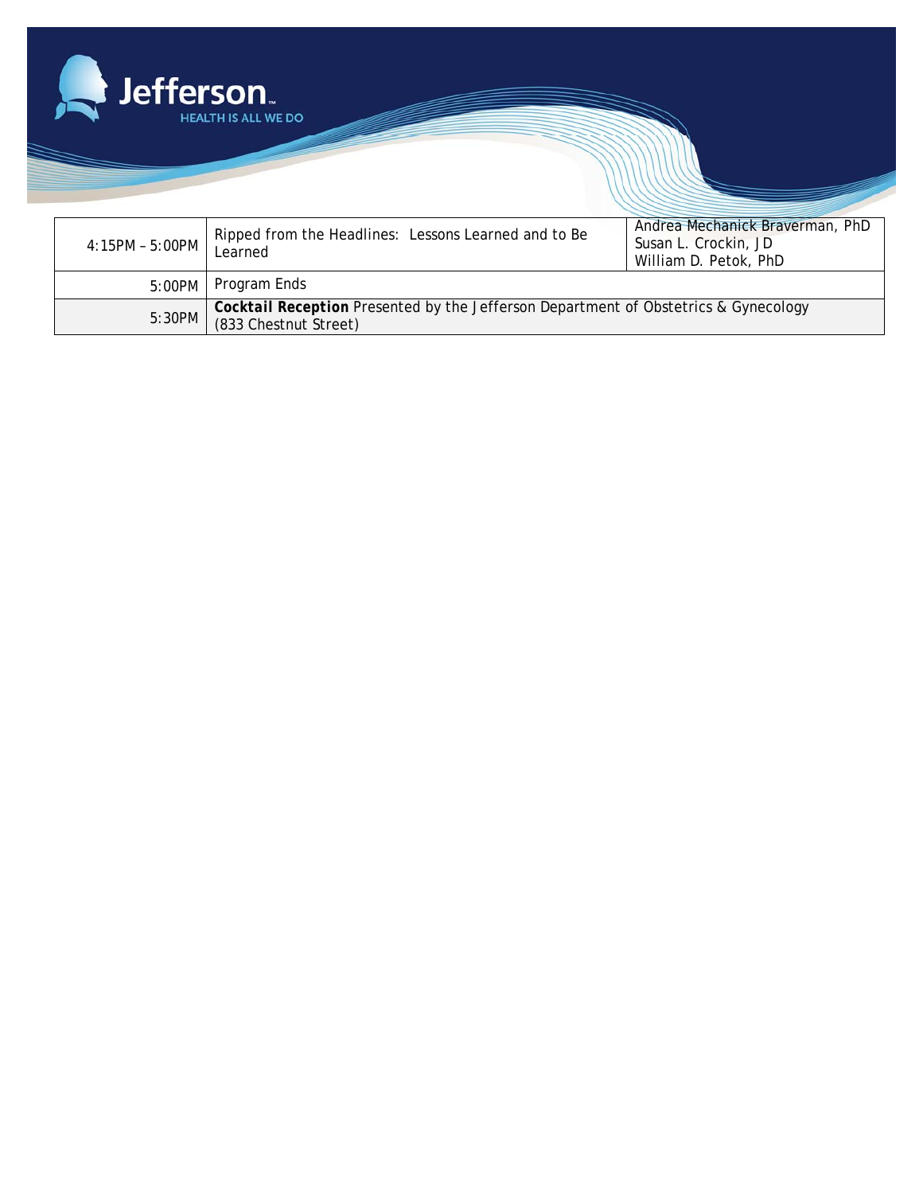| | | |
|---|---|---|
| 4:15PM – 5:00PM | Ripped from the Headlines: Lessons Learned and to Be Learned | Andrea Mechanick Braverman, PhD<br>Susan L. Crockin, JD<br>William D. Petok, PhD |
| 5:00PM | Program Ends | |
| 5:30PM | **Cocktail Reception** Presented by the Jefferson Department of Obstetrics & Gynecology (833 Chestnut Street) | |